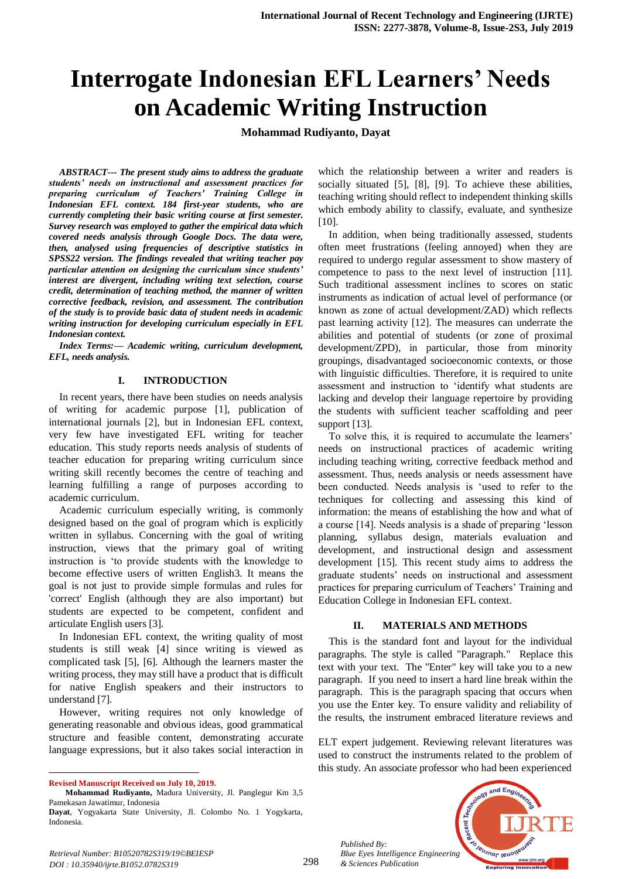# Interrogate Indonesian EFL Learners' Needs on Academic Writing Instruction

**Mohammad Rudiyanto, Dayat**

***ABSTRACT--- The present study aims to address the graduate students' needs on instructional and assessment practices for preparing curriculum of Teachers' Training College in Indonesian EFL context. 184 first-year students, who are currently completing their basic writing course at first semester. Survey research was employed to gather the empirical data which covered needs analysis through Google Docs. The data were, then, analysed using frequencies of descriptive statistics in SPSS22 version. The findings revealed that writing teacher pay particular attention on designing the curriculum since students' interest are divergent, including writing text selection, course credit, determination of teaching method, the manner of written corrective feedback, revision, and assessment. The contribution of the study is to provide basic data of student needs in academic writing instruction for developing curriculum especially in EFL Indonesian context.***

***Index Terms:— Academic writing, curriculum development, EFL, needs analysis.***

## I. INTRODUCTION

In recent years, there have been studies on needs analysis of writing for academic purpose [1], publication of international journals [2], but in Indonesian EFL context, very few have investigated EFL writing for teacher education. This study reports needs analysis of students of teacher education for preparing writing curriculum since writing skill recently becomes the centre of teaching and learning fulfilling a range of purposes according to academic curriculum.

Academic curriculum especially writing, is commonly designed based on the goal of program which is explicitly written in syllabus. Concerning with the goal of writing instruction, views that the primary goal of writing instruction is 'to provide students with the knowledge to become effective users of written English3. It means the goal is not just to provide simple formulas and rules for 'correct' English (although they are also important) but students are expected to be competent, confident and articulate English users [3].

In Indonesian EFL context, the writing quality of most students is still weak [4] since writing is viewed as complicated task [5], [6]. Although the learners master the writing process, they may still have a product that is difficult for native English speakers and their instructors to understand [7].

However, writing requires not only knowledge of generating reasonable and obvious ideas, good grammatical structure and feasible content, demonstrating accurate language expressions, but it also takes social interaction in which the relationship between a writer and readers is socially situated [5], [8], [9]. To achieve these abilities, teaching writing should reflect to independent thinking skills which embody ability to classify, evaluate, and synthesize [10].

In addition, when being traditionally assessed, students often meet frustrations (feeling annoyed) when they are required to undergo regular assessment to show mastery of competence to pass to the next level of instruction [11]. Such traditional assessment inclines to scores on static instruments as indication of actual level of performance (or known as zone of actual development/ZAD) which reflects past learning activity [12]. The measures can underrate the abilities and potential of students (or zone of proximal development/ZPD), in particular, those from minority groupings, disadvantaged socioeconomic contexts, or those with linguistic difficulties. Therefore, it is required to unite assessment and instruction to 'identify what students are lacking and develop their language repertoire by providing the students with sufficient teacher scaffolding and peer support [13].

To solve this, it is required to accumulate the learners' needs on instructional practices of academic writing including teaching writing, corrective feedback method and assessment. Thus, needs analysis or needs assessment have been conducted. Needs analysis is 'used to refer to the techniques for collecting and assessing this kind of information: the means of establishing the how and what of a course [14]. Needs analysis is a shade of preparing 'lesson planning, syllabus design, materials evaluation and development, and instructional design and assessment development [15]. This recent study aims to address the graduate students' needs on instructional and assessment practices for preparing curriculum of Teachers' Training and Education College in Indonesian EFL context.

## II. MATERIALS AND METHODS

This is the standard font and layout for the individual paragraphs. The style is called "Paragraph." Replace this text with your text. The "Enter" key will take you to a new paragraph. If you need to insert a hard line break within the paragraph. This is the paragraph spacing that occurs when you use the Enter key. To ensure validity and reliability of the results, the instrument embraced literature reviews and ELT expert judgement. Reviewing relevant literatures was used to construct the instruments related to the problem of this study. An associate professor who had been experienced

---

**Revised Manuscript Received on July 10, 2019.**

**Mohammad Rudiyanto,** Madura University, Jl. Panglegur Km 3,5 Pamekasan Jawatimur, Indonesia

**Dayat**, Yogyakarta State University, Jl. Colombo No. 1 Yogykarta, Indonesia.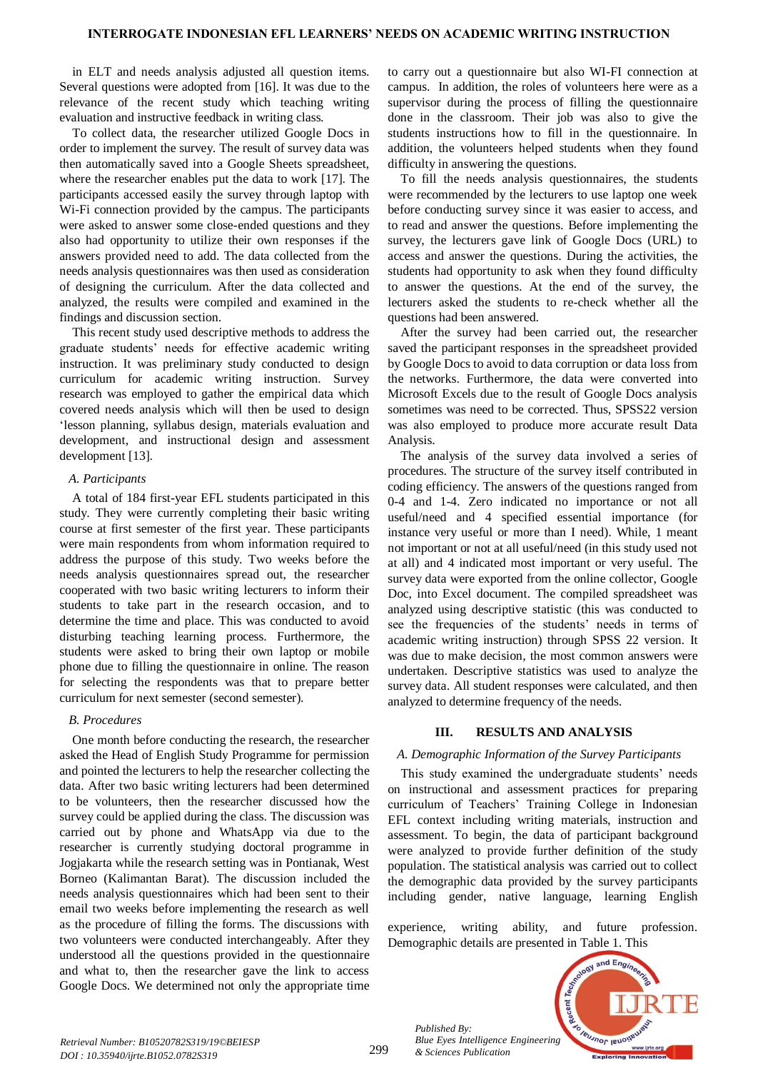in ELT and needs analysis adjusted all question items. Several questions were adopted from [16]. It was due to the relevance of the recent study which teaching writing evaluation and instructive feedback in writing class.

To collect data, the researcher utilized Google Docs in order to implement the survey. The result of survey data was then automatically saved into a Google Sheets spreadsheet, where the researcher enables put the data to work [17]. The participants accessed easily the survey through laptop with Wi-Fi connection provided by the campus. The participants were asked to answer some close-ended questions and they also had opportunity to utilize their own responses if the answers provided need to add. The data collected from the needs analysis questionnaires was then used as consideration of designing the curriculum. After the data collected and analyzed, the results were compiled and examined in the findings and discussion section.

This recent study used descriptive methods to address the graduate students' needs for effective academic writing instruction. It was preliminary study conducted to design curriculum for academic writing instruction. Survey research was employed to gather the empirical data which covered needs analysis which will then be used to design 'lesson planning, syllabus design, materials evaluation and development, and instructional design and assessment development [13].

### *A. Participants*

A total of 184 first-year EFL students participated in this study. They were currently completing their basic writing course at first semester of the first year. These participants were main respondents from whom information required to address the purpose of this study. Two weeks before the needs analysis questionnaires spread out, the researcher cooperated with two basic writing lecturers to inform their students to take part in the research occasion, and to determine the time and place. This was conducted to avoid disturbing teaching learning process. Furthermore, the students were asked to bring their own laptop or mobile phone due to filling the questionnaire in online. The reason for selecting the respondents was that to prepare better curriculum for next semester (second semester).

### *B. Procedures*

One month before conducting the research, the researcher asked the Head of English Study Programme for permission and pointed the lecturers to help the researcher collecting the data. After two basic writing lecturers had been determined to be volunteers, then the researcher discussed how the survey could be applied during the class. The discussion was carried out by phone and WhatsApp via due to the researcher is currently studying doctoral programme in Jogjakarta while the research setting was in Pontianak, West Borneo (Kalimantan Barat). The discussion included the needs analysis questionnaires which had been sent to their email two weeks before implementing the research as well as the procedure of filling the forms. The discussions with two volunteers were conducted interchangeably. After they understood all the questions provided in the questionnaire and what to, then the researcher gave the link to access Google Docs. We determined not only the appropriate time to carry out a questionnaire but also WI-FI connection at campus. In addition, the roles of volunteers here were as a supervisor during the process of filling the questionnaire done in the classroom. Their job was also to give the students instructions how to fill in the questionnaire. In addition, the volunteers helped students when they found difficulty in answering the questions.

To fill the needs analysis questionnaires, the students were recommended by the lecturers to use laptop one week before conducting survey since it was easier to access, and to read and answer the questions. Before implementing the survey, the lecturers gave link of Google Docs (URL) to access and answer the questions. During the activities, the students had opportunity to ask when they found difficulty to answer the questions. At the end of the survey, the lecturers asked the students to re-check whether all the questions had been answered.

After the survey had been carried out, the researcher saved the participant responses in the spreadsheet provided by Google Docs to avoid to data corruption or data loss from the networks. Furthermore, the data were converted into Microsoft Excels due to the result of Google Docs analysis sometimes was need to be corrected. Thus, SPSS22 version was also employed to produce more accurate result Data Analysis.

The analysis of the survey data involved a series of procedures. The structure of the survey itself contributed in coding efficiency. The answers of the questions ranged from 0-4 and 1-4. Zero indicated no importance or not all useful/need and 4 specified essential importance (for instance very useful or more than I need). While, 1 meant not important or not at all useful/need (in this study used not at all) and 4 indicated most important or very useful. The survey data were exported from the online collector, Google Doc, into Excel document. The compiled spreadsheet was analyzed using descriptive statistic (this was conducted to see the frequencies of the students' needs in terms of academic writing instruction) through SPSS 22 version. It was due to make decision, the most common answers were undertaken. Descriptive statistics was used to analyze the survey data. All student responses were calculated, and then analyzed to determine frequency of the needs.

## III. RESULTS AND ANALYSIS

### *A. Demographic Information of the Survey Participants*

This study examined the undergraduate students' needs on instructional and assessment practices for preparing curriculum of Teachers' Training College in Indonesian EFL context including writing materials, instruction and assessment. To begin, the data of participant background were analyzed to provide further definition of the study population. The statistical analysis was carried out to collect the demographic data provided by the survey participants including gender, native language, learning English experience, writing ability, and future profession. Demographic details are presented in Table 1. This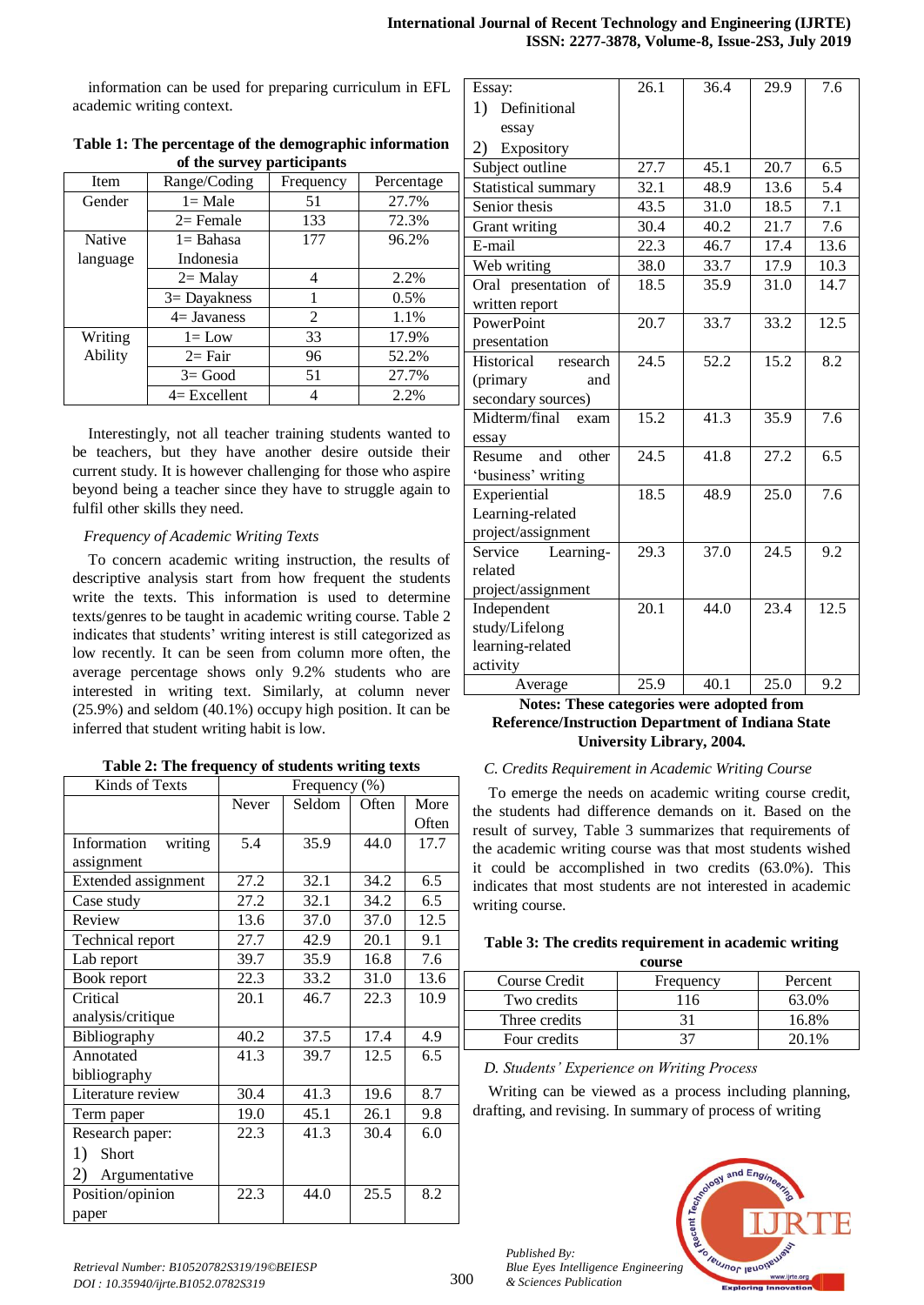information can be used for preparing curriculum in EFL academic writing context.

**Table 1: The percentage of the demographic information of the survey participants**

| Item | Range/Coding | Frequency | Percentage |
|---|---|---|---|
| Gender | 1= Male | 51 | 27.7% |
| | 2= Female | 133 | 72.3% |
| Native language | 1= Bahasa Indonesia | 177 | 96.2% |
| | 2= Malay | 4 | 2.2% |
| | 3= Dayakness | 1 | 0.5% |
| | 4= Javaness | 2 | 1.1% |
| Writing Ability | 1= Low | 33 | 17.9% |
| | 2= Fair | 96 | 52.2% |
| | 3= Good | 51 | 27.7% |
| | 4= Excellent | 4 | 2.2% |

Interestingly, not all teacher training students wanted to be teachers, but they have another desire outside their current study. It is however challenging for those who aspire beyond being a teacher since they have to struggle again to fulfil other skills they need.

*Frequency of Academic Writing Texts*

To concern academic writing instruction, the results of descriptive analysis start from how frequent the students write the texts. This information is used to determine texts/genres to be taught in academic writing course. Table 2 indicates that students' writing interest is still categorized as low recently. It can be seen from column more often, the average percentage shows only 9.2% students who are interested in writing text. Similarly, at column never (25.9%) and seldom (40.1%) occupy high position. It can be inferred that student writing habit is low.

**Table 2: The frequency of students writing texts**

| Kinds of Texts | Frequency (%) | | | |
|---|---|---|---|---|
| | Never | Seldom | Often | More Often |
| Information writing assignment | 5.4 | 35.9 | 44.0 | 17.7 |
| Extended assignment | 27.2 | 32.1 | 34.2 | 6.5 |
| Case study | 27.2 | 32.1 | 34.2 | 6.5 |
| Review | 13.6 | 37.0 | 37.0 | 12.5 |
| Technical report | 27.7 | 42.9 | 20.1 | 9.1 |
| Lab report | 39.7 | 35.9 | 16.8 | 7.6 |
| Book report | 22.3 | 33.2 | 31.0 | 13.6 |
| Critical analysis/critique | 20.1 | 46.7 | 22.3 | 10.9 |
| Bibliography | 40.2 | 37.5 | 17.4 | 4.9 |
| Annotated bibliography | 41.3 | 39.7 | 12.5 | 6.5 |
| Literature review | 30.4 | 41.3 | 19.6 | 8.7 |
| Term paper | 19.0 | 45.1 | 26.1 | 9.8 |
| Research paper: 1) Short 2) Argumentative | 22.3 | 41.3 | 30.4 | 6.0 |
| Position/opinion paper | 22.3 | 44.0 | 25.5 | 8.2 |
| Essay: 1) Definitional essay 2) Expository | 26.1 | 36.4 | 29.9 | 7.6 |
| Subject outline | 27.7 | 45.1 | 20.7 | 6.5 |
| Statistical summary | 32.1 | 48.9 | 13.6 | 5.4 |
| Senior thesis | 43.5 | 31.0 | 18.5 | 7.1 |
| Grant writing | 30.4 | 40.2 | 21.7 | 7.6 |
| E-mail | 22.3 | 46.7 | 17.4 | 13.6 |
| Web writing | 38.0 | 33.7 | 17.9 | 10.3 |
| Oral presentation of written report | 18.5 | 35.9 | 31.0 | 14.7 |
| PowerPoint presentation | 20.7 | 33.7 | 33.2 | 12.5 |
| Historical research (primary and secondary sources) | 24.5 | 52.2 | 15.2 | 8.2 |
| Midterm/final exam essay | 15.2 | 41.3 | 35.9 | 7.6 |
| Resume and other 'business' writing | 24.5 | 41.8 | 27.2 | 6.5 |
| Experiential Learning-related project/assignment | 18.5 | 48.9 | 25.0 | 7.6 |
| Service Learning-related project/assignment | 29.3 | 37.0 | 24.5 | 9.2 |
| Independent study/Lifelong learning-related activity | 20.1 | 44.0 | 23.4 | 12.5 |
| Average | 25.9 | 40.1 | 25.0 | 9.2 |

**Notes: These categories were adopted from Reference/Instruction Department of Indiana State University Library, 2004.**

*C. Credits Requirement in Academic Writing Course*

To emerge the needs on academic writing course credit, the students had difference demands on it. Based on the result of survey, Table 3 summarizes that requirements of the academic writing course was that most students wished it could be accomplished in two credits (63.0%). This indicates that most students are not interested in academic writing course.

**Table 3: The credits requirement in academic writing course**

| Course Credit | Frequency | Percent |
|---|---|---|
| Two credits | 116 | 63.0% |
| Three credits | 31 | 16.8% |
| Four credits | 37 | 20.1% |

*D. Students' Experience on Writing Process*

Writing can be viewed as a process including planning, drafting, and revising. In summary of process of writing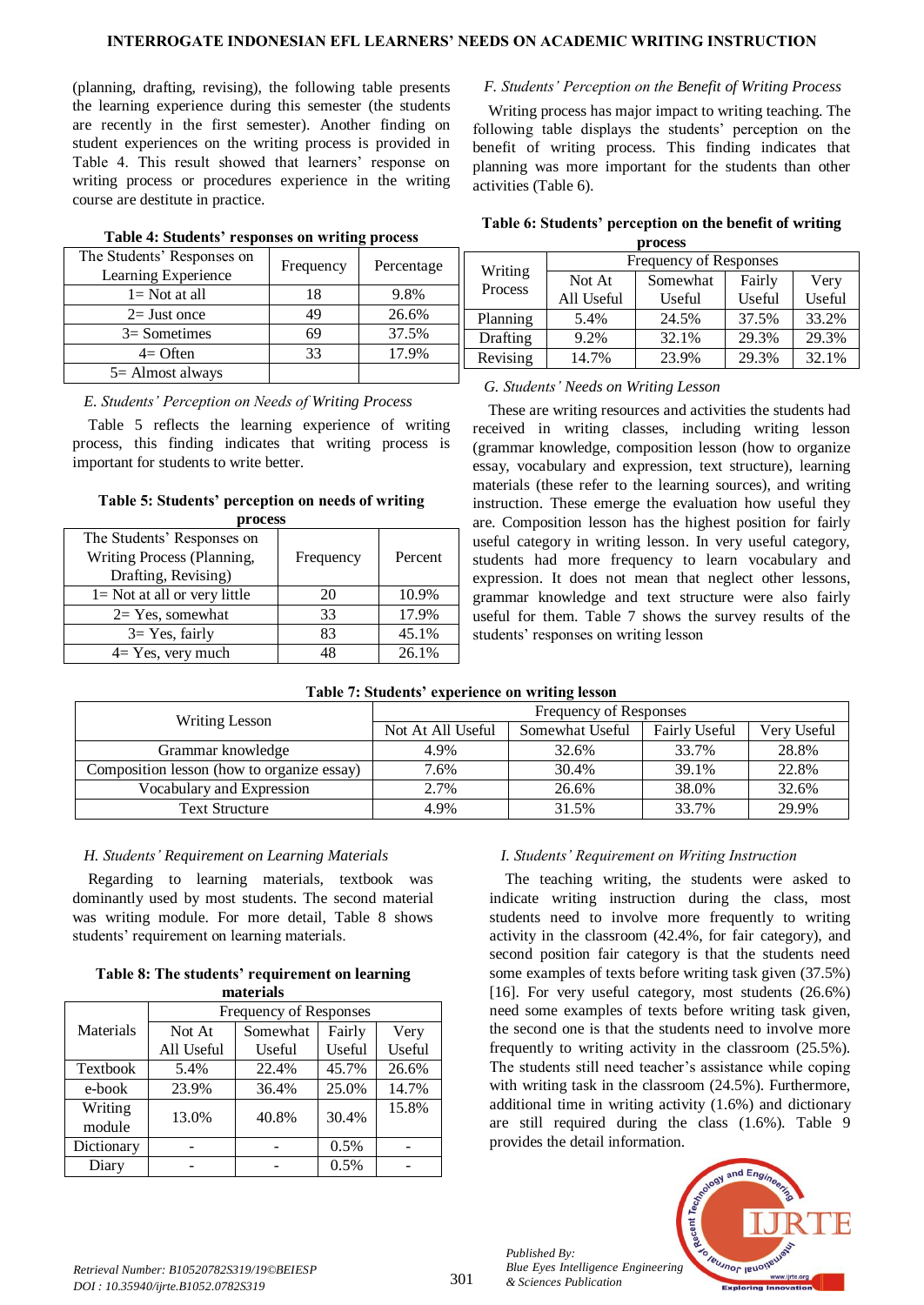(planning, drafting, revising), the following table presents the learning experience during this semester (the students are recently in the first semester). Another finding on student experiences on the writing process is provided in Table 4. This result showed that learners' response on writing process or procedures experience in the writing course are destitute in practice.

**Table 4: Students' responses on writing process**

| The Students' Responses on Learning Experience | Frequency | Percentage |
|---|---|---|
| 1= Not at all | 18 | 9.8% |
| 2= Just once | 49 | 26.6% |
| 3= Sometimes | 69 | 37.5% |
| 4= Often | 33 | 17.9% |
| 5= Almost always | | |

*E. Students' Perception on Needs of Writing Process*

Table 5 reflects the learning experience of writing process, this finding indicates that writing process is important for students to write better.

**Table 5: Students' perception on needs of writing process**

| The Students' Responses on Writing Process (Planning, Drafting, Revising) | Frequency | Percent |
|---|---|---|
| 1= Not at all or very little | 20 | 10.9% |
| 2= Yes, somewhat | 33 | 17.9% |
| 3= Yes, fairly | 83 | 45.1% |
| 4= Yes, very much | 48 | 26.1% |

*F. Students' Perception on the Benefit of Writing Process*

Writing process has major impact to writing teaching. The following table displays the students' perception on the benefit of writing process. This finding indicates that planning was more important for the students than other activities (Table 6).

**Table 6: Students' perception on the benefit of writing process**

| Writing Process | Frequency of Responses | | | |
|---|---|---|---|---|
| | Not At All Useful | Somewhat Useful | Fairly Useful | Very Useful |
| Planning | 5.4% | 24.5% | 37.5% | 33.2% |
| Drafting | 9.2% | 32.1% | 29.3% | 29.3% |
| Revising | 14.7% | 23.9% | 29.3% | 32.1% |

*G. Students' Needs on Writing Lesson*

These are writing resources and activities the students had received in writing classes, including writing lesson (grammar knowledge, composition lesson (how to organize essay), vocabulary and expression, text structure), learning materials (these refer to the learning sources), and writing instruction. These emerge the evaluation how useful they are. Composition lesson has the highest position for fairly useful category in writing lesson. In very useful category, students had more frequency to learn vocabulary and expression. It does not mean that neglect other lessons, grammar knowledge and text structure were also fairly useful for them. Table 7 shows the survey results of the students' responses on writing lesson

**Table 7: Students' experience on writing lesson**

| Writing Lesson | Frequency of Responses | | | |
|---|---|---|---|---|
| | Not At All Useful | Somewhat Useful | Fairly Useful | Very Useful |
| Grammar knowledge | 4.9% | 32.6% | 33.7% | 28.8% |
| Composition lesson (how to organize essay) | 7.6% | 30.4% | 39.1% | 22.8% |
| Vocabulary and Expression | 2.7% | 26.6% | 38.0% | 32.6% |
| Text Structure | 4.9% | 31.5% | 33.7% | 29.9% |

*H. Students' Requirement on Learning Materials*

Regarding to learning materials, textbook was dominantly used by most students. The second material was writing module. For more detail, Table 8 shows students' requirement on learning materials.

**Table 8: The students' requirement on learning materials**

| Materials | Frequency of Responses | | | |
|---|---|---|---|---|
| | Not At All Useful | Somewhat Useful | Fairly Useful | Very Useful |
| Textbook | 5.4% | 22.4% | 45.7% | 26.6% |
| e-book | 23.9% | 36.4% | 25.0% | 14.7% |
| Writing module | 13.0% | 40.8% | 30.4% | 15.8% |
| Dictionary | - | - | 0.5% | - |
| Diary | - | - | 0.5% | - |

*I. Students' Requirement on Writing Instruction*

The teaching writing, the students were asked to indicate writing instruction during the class, most students need to involve more frequently to writing activity in the classroom (42.4%, for fair category), and second position fair category is that the students need some examples of texts before writing task given (37.5%) [16]. For very useful category, most students (26.6%) need some examples of texts before writing task given, the second one is that the students need to involve more frequently to writing activity in the classroom (25.5%). The students still need teacher's assistance while coping with writing task in the classroom (24.5%). Furthermore, additional time in writing activity (1.6%) and dictionary are still required during the class (1.6%). Table 9 provides the detail information.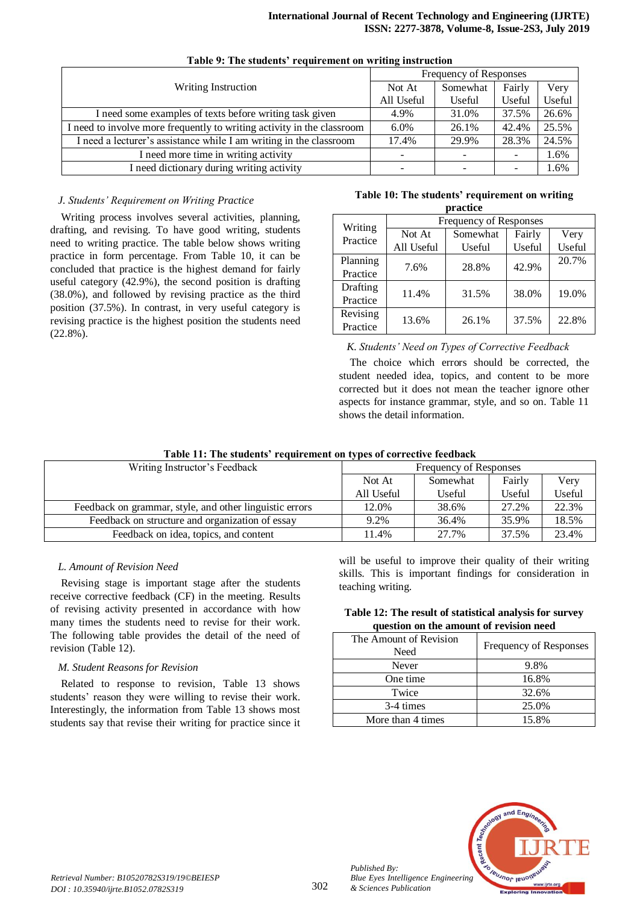**Table 9: The students' requirement on writing instruction**

| Writing Instruction | Frequency of Responses | | | |
|---|---|---|---|---|
| | Not At All Useful | Somewhat Useful | Fairly Useful | Very Useful |
| I need some examples of texts before writing task given | 4.9% | 31.0% | 37.5% | 26.6% |
| I need to involve more frequently to writing activity in the classroom | 6.0% | 26.1% | 42.4% | 25.5% |
| I need a lecturer's assistance while I am writing in the classroom | 17.4% | 29.9% | 28.3% | 24.5% |
| I need more time in writing activity | - | - | - | 1.6% |
| I need dictionary during writing activity | - | - | - | 1.6% |

### *J. Students' Requirement on Writing Practice*

Writing process involves several activities, planning, drafting, and revising. To have good writing, students need to writing practice. The table below shows writing practice in form percentage. From Table 10, it can be concluded that practice is the highest demand for fairly useful category (42.9%), the second position is drafting (38.0%), and followed by revising practice as the third position (37.5%). In contrast, in very useful category is revising practice is the highest position the students need (22.8%).

**Table 10: The students' requirement on writing practice**

| Writing Practice | Frequency of Responses | | | |
|---|---|---|---|---|
| | Not At All Useful | Somewhat Useful | Fairly Useful | Very Useful |
| Planning Practice | 7.6% | 28.8% | 42.9% | 20.7% |
| Drafting Practice | 11.4% | 31.5% | 38.0% | 19.0% |
| Revising Practice | 13.6% | 26.1% | 37.5% | 22.8% |

### *K. Students' Need on Types of Corrective Feedback*

The choice which errors should be corrected, the student needed idea, topics, and content to be more corrected but it does not mean the teacher ignore other aspects for instance grammar, style, and so on. Table 11 shows the detail information.

**Table 11: The students' requirement on types of corrective feedback**

| Writing Instructor's Feedback | Frequency of Responses | | | |
|---|---|---|---|---|
| | Not At All Useful | Somewhat Useful | Fairly Useful | Very Useful |
| Feedback on grammar, style, and other linguistic errors | 12.0% | 38.6% | 27.2% | 22.3% |
| Feedback on structure and organization of essay | 9.2% | 36.4% | 35.9% | 18.5% |
| Feedback on idea, topics, and content | 11.4% | 27.7% | 37.5% | 23.4% |

### *L. Amount of Revision Need*

Revising stage is important stage after the students receive corrective feedback (CF) in the meeting. Results of revising activity presented in accordance with how many times the students need to revise for their work. The following table provides the detail of the need of revision (Table 12).

### *M. Student Reasons for Revision*

Related to response to revision, Table 13 shows students' reason they were willing to revise their work. Interestingly, the information from Table 13 shows most students say that revise their writing for practice since it will be useful to improve their quality of their writing skills. This is important findings for consideration in teaching writing.

**Table 12: The result of statistical analysis for survey question on the amount of revision need**

| The Amount of Revision Need | Frequency of Responses |
|---|---|
| Never | 9.8% |
| One time | 16.8% |
| Twice | 32.6% |
| 3-4 times | 25.0% |
| More than 4 times | 15.8% |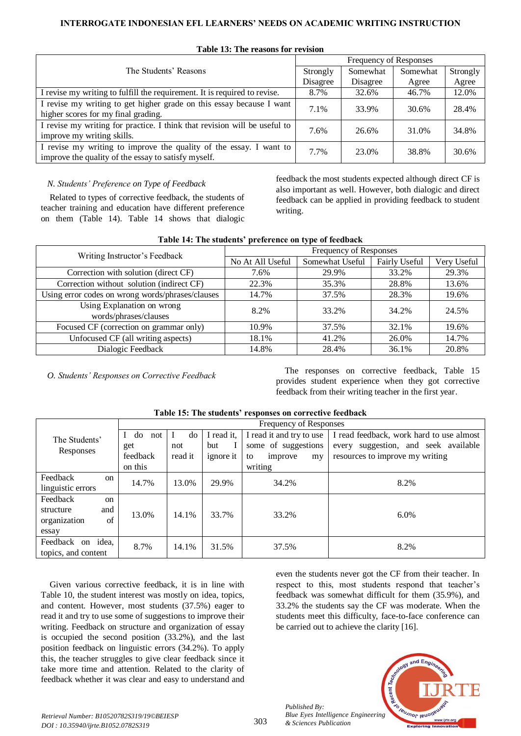**Table 13: The reasons for revision**

| The Students' Reasons | Frequency of Responses | | | |
|---|---|---|---|---|
| | Strongly Disagree | Somewhat Disagree | Somewhat Agree | Strongly Agree |
| I revise my writing to fulfill the requirement. It is required to revise. | 8.7% | 32.6% | 46.7% | 12.0% |
| I revise my writing to get higher grade on this essay because I want higher scores for my final grading. | 7.1% | 33.9% | 30.6% | 28.4% |
| I revise my writing for practice. I think that revision will be useful to improve my writing skills. | 7.6% | 26.6% | 31.0% | 34.8% |
| I revise my writing to improve the quality of the essay. I want to improve the quality of the essay to satisfy myself. | 7.7% | 23.0% | 38.8% | 30.6% |

### *N. Students' Preference on Type of Feedback*

Related to types of corrective feedback, the students of teacher training and education have different preference on them (Table 14). Table 14 shows that dialogic feedback the most students expected although direct CF is also important as well. However, both dialogic and direct feedback can be applied in providing feedback to student writing.

**Table 14: The students' preference on type of feedback**

| Writing Instructor's Feedback | Frequency of Responses | | | |
|---|---|---|---|---|
| | No At All Useful | Somewhat Useful | Fairly Useful | Very Useful |
| Correction with solution (direct CF) | 7.6% | 29.9% | 33.2% | 29.3% |
| Correction without solution (indirect CF) | 22.3% | 35.3% | 28.8% | 13.6% |
| Using error codes on wrong words/phrases/clauses | 14.7% | 37.5% | 28.3% | 19.6% |
| Using Explanation on wrong words/phrases/clauses | 8.2% | 33.2% | 34.2% | 24.5% |
| Focused CF (correction on grammar only) | 10.9% | 37.5% | 32.1% | 19.6% |
| Unfocused CF (all writing aspects) | 18.1% | 41.2% | 26.0% | 14.7% |
| Dialogic Feedback | 14.8% | 28.4% | 36.1% | 20.8% |

### *O. Students' Responses on Corrective Feedback*

The responses on corrective feedback, Table 15 provides student experience when they got corrective feedback from their writing teacher in the first year.

**Table 15: The students' responses on corrective feedback**

| The Students' Responses | Frequency of Responses | | | | |
|---|---|---|---|---|---|
| | I do not get feedback on this | I do not read it | I read it, but I ignore it | I read it and try to use some of suggestions to improve my writing | I read feedback, work hard to use almost every suggestion, and seek available resources to improve my writing |
| Feedback on linguistic errors | 14.7% | 13.0% | 29.9% | 34.2% | 8.2% |
| Feedback on structure and organization of essay | 13.0% | 14.1% | 33.7% | 33.2% | 6.0% |
| Feedback on idea, topics, and content | 8.7% | 14.1% | 31.5% | 37.5% | 8.2% |

Given various corrective feedback, it is in line with Table 10, the student interest was mostly on idea, topics, and content. However, most students (37.5%) eager to read it and try to use some of suggestions to improve their writing. Feedback on structure and organization of essay is occupied the second position (33.2%), and the last position feedback on linguistic errors (34.2%). To apply this, the teacher struggles to give clear feedback since it take more time and attention. Related to the clarity of feedback whether it was clear and easy to understand and even the students never got the CF from their teacher. In respect to this, most students respond that teacher's feedback was somewhat difficult for them (35.9%), and 33.2% the students say the CF was moderate. When the students meet this difficulty, face-to-face conference can be carried out to achieve the clarity [16].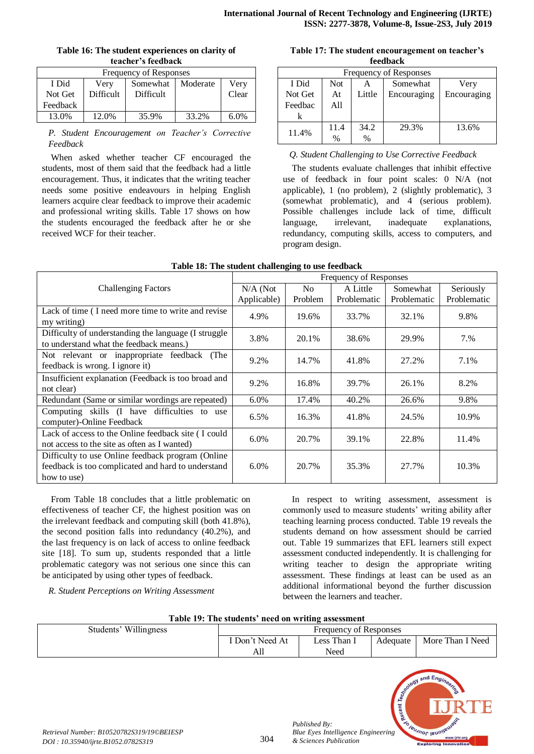**Table 16: The student experiences on clarity of teacher's feedback**

| Frequency of Responses | | | | |
|---|---|---|---|---|
| I Did Not Get Feedback | Very Difficult | Somewhat Difficult | Moderate | Very Clear |
| 13.0% | 12.0% | 35.9% | 33.2% | 6.0% |

*P. Student Encouragement on Teacher's Corrective Feedback*

When asked whether teacher CF encouraged the students, most of them said that the feedback had a little encouragement. Thus, it indicates that the writing teacher needs some positive endeavours in helping English learners acquire clear feedback to improve their academic and professional writing skills. Table 17 shows on how the students encouraged the feedback after he or she received WCF for their teacher.

**Table 17: The student encouragement on teacher's feedback**

| Frequency of Responses | | | | |
|---|---|---|---|---|
| I Did Not Get Feedbac k | Not At All | A Little | Somewhat Encouraging | Very Encouraging |
| 11.4% | 11.4 % | 34.2 % | 29.3% | 13.6% |

*Q. Student Challenging to Use Corrective Feedback*

The students evaluate challenges that inhibit effective use of feedback in four point scales: 0 N/A (not applicable), 1 (no problem), 2 (slightly problematic), 3 (somewhat problematic), and 4 (serious problem). Possible challenges include lack of time, difficult language, irrelevant, inadequate explanations, redundancy, computing skills, access to computers, and program design.

**Table 18: The student challenging to use feedback**

| Challenging Factors | Frequency of Responses | | | | |
|---|---|---|---|---|---|
| | N/A (Not Applicable) | No Problem | A Little Problematic | Somewhat Problematic | Seriously Problematic |
| Lack of time ( I need more time to write and revise my writing) | 4.9% | 19.6% | 33.7% | 32.1% | 9.8% |
| Difficulty of understanding the language (I struggle to understand what the feedback means.) | 3.8% | 20.1% | 38.6% | 29.9% | 7.% |
| Not relevant or inappropriate feedback (The feedback is wrong. I ignore it) | 9.2% | 14.7% | 41.8% | 27.2% | 7.1% |
| Insufficient explanation (Feedback is too broad and not clear) | 9.2% | 16.8% | 39.7% | 26.1% | 8.2% |
| Redundant (Same or similar wordings are repeated) | 6.0% | 17.4% | 40.2% | 26.6% | 9.8% |
| Computing skills (I have difficulties to use computer)-Online Feedback | 6.5% | 16.3% | 41.8% | 24.5% | 10.9% |
| Lack of access to the Online feedback site ( I could not access to the site as often as I wanted) | 6.0% | 20.7% | 39.1% | 22.8% | 11.4% |
| Difficulty to use Online feedback program (Online feedback is too complicated and hard to understand how to use) | 6.0% | 20.7% | 35.3% | 27.7% | 10.3% |

From Table 18 concludes that a little problematic on effectiveness of teacher CF, the highest position was on the irrelevant feedback and computing skill (both 41.8%), the second position falls into redundancy (40.2%), and the last frequency is on lack of access to online feedback site [18]. To sum up, students responded that a little problematic category was not serious one since this can be anticipated by using other types of feedback.

*R. Student Perceptions on Writing Assessment*

In respect to writing assessment, assessment is commonly used to measure students' writing ability after teaching learning process conducted. Table 19 reveals the students demand on how assessment should be carried out. Table 19 summarizes that EFL learners still expect assessment conducted independently. It is challenging for writing teacher to design the appropriate writing assessment. These findings at least can be used as an additional informational beyond the further discussion between the learners and teacher.

**Table 19: The students' need on writing assessment**

| Students' Willingness | Frequency of Responses | | | |
|---|---|---|---|---|
| | I Don't Need At All | Less Than I Need | Adequate | More Than I Need |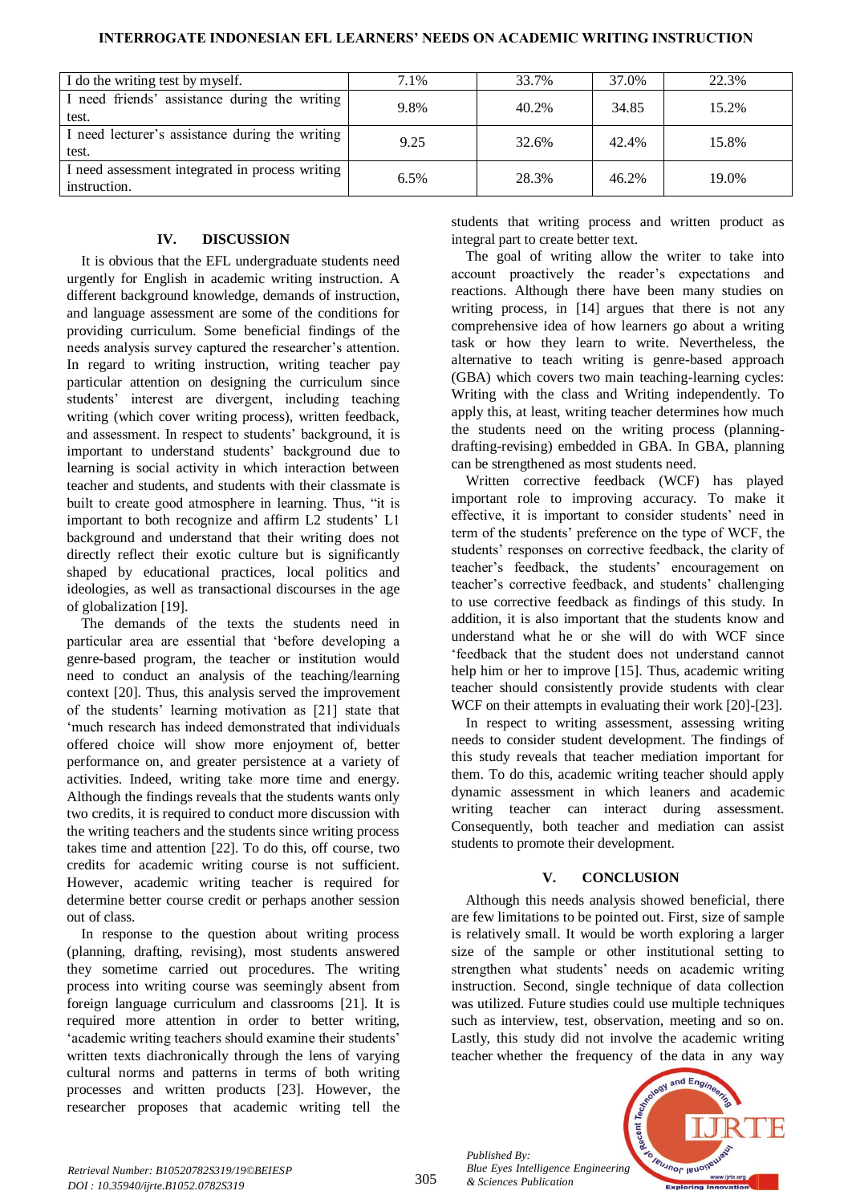| | | | | |
|---|---|---|---|---|
| I do the writing test by myself. | 7.1% | 33.7% | 37.0% | 22.3% |
| I need friends' assistance during the writing test. | 9.8% | 40.2% | 34.85 | 15.2% |
| I need lecturer's assistance during the writing test. | 9.25 | 32.6% | 42.4% | 15.8% |
| I need assessment integrated in process writing instruction. | 6.5% | 28.3% | 46.2% | 19.0% |

## IV. DISCUSSION

It is obvious that the EFL undergraduate students need urgently for English in academic writing instruction. A different background knowledge, demands of instruction, and language assessment are some of the conditions for providing curriculum. Some beneficial findings of the needs analysis survey captured the researcher's attention. In regard to writing instruction, writing teacher pay particular attention on designing the curriculum since students' interest are divergent, including teaching writing (which cover writing process), written feedback, and assessment. In respect to students' background, it is important to understand students' background due to learning is social activity in which interaction between teacher and students, and students with their classmate is built to create good atmosphere in learning. Thus, "it is important to both recognize and affirm L2 students' L1 background and understand that their writing does not directly reflect their exotic culture but is significantly shaped by educational practices, local politics and ideologies, as well as transactional discourses in the age of globalization [19].

The demands of the texts the students need in particular area are essential that 'before developing a genre-based program, the teacher or institution would need to conduct an analysis of the teaching/learning context [20]. Thus, this analysis served the improvement of the students' learning motivation as [21] state that 'much research has indeed demonstrated that individuals offered choice will show more enjoyment of, better performance on, and greater persistence at a variety of activities. Indeed, writing take more time and energy. Although the findings reveals that the students wants only two credits, it is required to conduct more discussion with the writing teachers and the students since writing process takes time and attention [22]. To do this, off course, two credits for academic writing course is not sufficient. However, academic writing teacher is required for determine better course credit or perhaps another session out of class.

In response to the question about writing process (planning, drafting, revising), most students answered they sometime carried out procedures. The writing process into writing course was seemingly absent from foreign language curriculum and classrooms [21]. It is required more attention in order to better writing, 'academic writing teachers should examine their students' written texts diachronically through the lens of varying cultural norms and patterns in terms of both writing processes and written products [23]. However, the researcher proposes that academic writing tell the students that writing process and written product as integral part to create better text.

The goal of writing allow the writer to take into account proactively the reader's expectations and reactions. Although there have been many studies on writing process, in [14] argues that there is not any comprehensive idea of how learners go about a writing task or how they learn to write. Nevertheless, the alternative to teach writing is genre-based approach (GBA) which covers two main teaching-learning cycles: Writing with the class and Writing independently. To apply this, at least, writing teacher determines how much the students need on the writing process (planning-drafting-revising) embedded in GBA. In GBA, planning can be strengthened as most students need.

Written corrective feedback (WCF) has played important role to improving accuracy. To make it effective, it is important to consider students' need in term of the students' preference on the type of WCF, the students' responses on corrective feedback, the clarity of teacher's feedback, the students' encouragement on teacher's corrective feedback, and students' challenging to use corrective feedback as findings of this study. In addition, it is also important that the students know and understand what he or she will do with WCF since 'feedback that the student does not understand cannot help him or her to improve [15]. Thus, academic writing teacher should consistently provide students with clear WCF on their attempts in evaluating their work [20]-[23].

In respect to writing assessment, assessing writing needs to consider student development. The findings of this study reveals that teacher mediation important for them. To do this, academic writing teacher should apply dynamic assessment in which leaners and academic writing teacher can interact during assessment. Consequently, both teacher and mediation can assist students to promote their development.

## V. CONCLUSION

Although this needs analysis showed beneficial, there are few limitations to be pointed out. First, size of sample is relatively small. It would be worth exploring a larger size of the sample or other institutional setting to strengthen what students' needs on academic writing instruction. Second, single technique of data collection was utilized. Future studies could use multiple techniques such as interview, test, observation, meeting and so on. Lastly, this study did not involve the academic writing teacher whether the frequency of the data in any way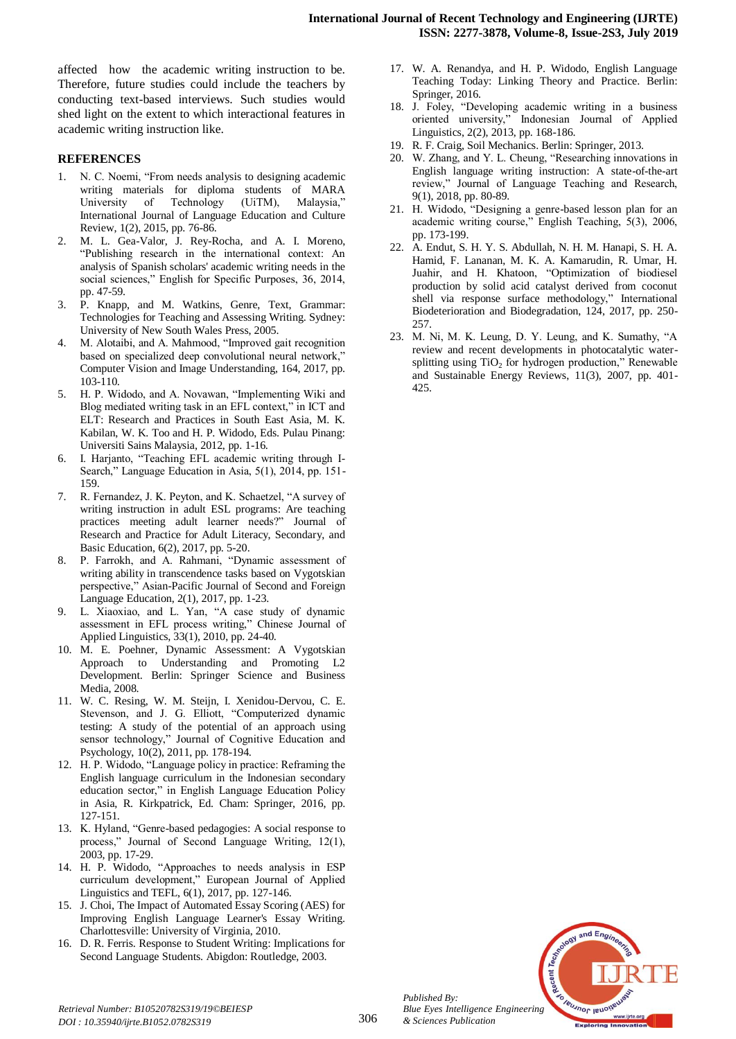affected how the academic writing instruction to be. Therefore, future studies could include the teachers by conducting text-based interviews. Such studies would shed light on the extent to which interactional features in academic writing instruction like.

## REFERENCES

1. N. C. Noemi, "From needs analysis to designing academic writing materials for diploma students of MARA University of Technology (UiTM), Malaysia," International Journal of Language Education and Culture Review, 1(2), 2015, pp. 76-86.
2. M. L. Gea-Valor, J. Rey-Rocha, and A. I. Moreno, "Publishing research in the international context: An analysis of Spanish scholars' academic writing needs in the social sciences," English for Specific Purposes, 36, 2014, pp. 47-59.
3. P. Knapp, and M. Watkins, Genre, Text, Grammar: Technologies for Teaching and Assessing Writing. Sydney: University of New South Wales Press, 2005.
4. M. Alotaibi, and A. Mahmood, "Improved gait recognition based on specialized deep convolutional neural network," Computer Vision and Image Understanding, 164, 2017, pp. 103-110.
5. H. P. Widodo, and A. Novawan, "Implementing Wiki and Blog mediated writing task in an EFL context," in ICT and ELT: Research and Practices in South East Asia, M. K. Kabilan, W. K. Too and H. P. Widodo, Eds. Pulau Pinang: Universiti Sains Malaysia, 2012, pp. 1-16.
6. I. Harjanto, "Teaching EFL academic writing through I-Search," Language Education in Asia, 5(1), 2014, pp. 151-159.
7. R. Fernandez, J. K. Peyton, and K. Schaetzel, "A survey of writing instruction in adult ESL programs: Are teaching practices meeting adult learner needs?" Journal of Research and Practice for Adult Literacy, Secondary, and Basic Education, 6(2), 2017, pp. 5-20.
8. P. Farrokh, and A. Rahmani, "Dynamic assessment of writing ability in transcendence tasks based on Vygotskian perspective," Asian-Pacific Journal of Second and Foreign Language Education, 2(1), 2017, pp. 1-23.
9. L. Xiaoxiao, and L. Yan, "A case study of dynamic assessment in EFL process writing," Chinese Journal of Applied Linguistics, 33(1), 2010, pp. 24-40.
10. M. E. Poehner, Dynamic Assessment: A Vygotskian Approach to Understanding and Promoting L2 Development. Berlin: Springer Science and Business Media, 2008.
11. W. C. Resing, W. M. Steijn, I. Xenidou-Dervou, C. E. Stevenson, and J. G. Elliott, "Computerized dynamic testing: A study of the potential of an approach using sensor technology," Journal of Cognitive Education and Psychology, 10(2), 2011, pp. 178-194.
12. H. P. Widodo, "Language policy in practice: Reframing the English language curriculum in the Indonesian secondary education sector," in English Language Education Policy in Asia, R. Kirkpatrick, Ed. Cham: Springer, 2016, pp. 127-151.
13. K. Hyland, "Genre-based pedagogies: A social response to process," Journal of Second Language Writing, 12(1), 2003, pp. 17-29.
14. H. P. Widodo, "Approaches to needs analysis in ESP curriculum development," European Journal of Applied Linguistics and TEFL, 6(1), 2017, pp. 127-146.
15. J. Choi, The Impact of Automated Essay Scoring (AES) for Improving English Language Learner's Essay Writing. Charlottesville: University of Virginia, 2010.
16. D. R. Ferris. Response to Student Writing: Implications for Second Language Students. Abigdon: Routledge, 2003.
17. W. A. Renandya, and H. P. Widodo, English Language Teaching Today: Linking Theory and Practice. Berlin: Springer, 2016.
18. J. Foley, "Developing academic writing in a business oriented university," Indonesian Journal of Applied Linguistics, 2(2), 2013, pp. 168-186.
19. R. F. Craig, Soil Mechanics. Berlin: Springer, 2013.
20. W. Zhang, and Y. L. Cheung, "Researching innovations in English language writing instruction: A state-of-the-art review," Journal of Language Teaching and Research, 9(1), 2018, pp. 80-89.
21. H. Widodo, "Designing a genre-based lesson plan for an academic writing course," English Teaching, 5(3), 2006, pp. 173-199.
22. A. Endut, S. H. Y. S. Abdullah, N. H. M. Hanapi, S. H. A. Hamid, F. Lananan, M. K. A. Kamarudin, R. Umar, H. Juahir, and H. Khatoon, "Optimization of biodiesel production by solid acid catalyst derived from coconut shell via response surface methodology," International Biodeterioration and Biodegradation, 124, 2017, pp. 250-257.
23. M. Ni, M. K. Leung, D. Y. Leung, and K. Sumathy, "A review and recent developments in photocatalytic water-splitting using $TiO_2$ for hydrogen production," Renewable and Sustainable Energy Reviews, 11(3), 2007, pp. 401-425.